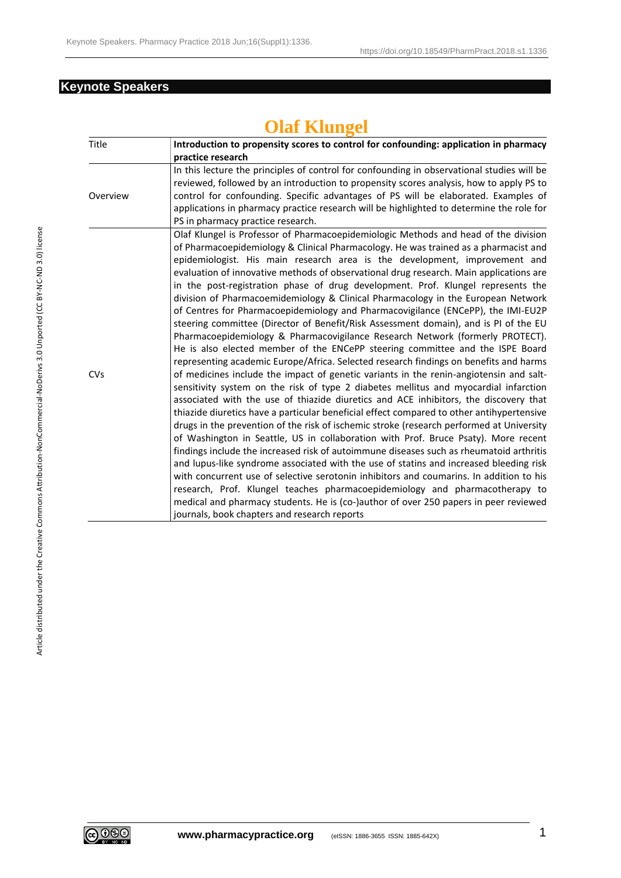## Keynote Speakers

# Olaf Klungel

| Title | **Introduction to propensity scores to control for confounding: application in pharmacy practice research** |
|---|---|
| Overview | In this lecture the principles of control for confounding in observational studies will be reviewed, followed by an introduction to propensity scores analysis, how to apply PS to control for confounding. Specific advantages of PS will be elaborated. Examples of applications in pharmacy practice research will be highlighted to determine the role for PS in pharmacy practice research. |
| CVs | Olaf Klungel is Professor of Pharmacoepidemiologic Methods and head of the division of Pharmacoepidemiology & Clinical Pharmacology. He was trained as a pharmacist and epidemiologist. His main research area is the development, improvement and evaluation of innovative methods of observational drug research. Main applications are in the post-registration phase of drug development. Prof. Klungel represents the division of Pharmacoemidemiology & Clinical Pharmacology in the European Network of Centres for Pharmacoepidemiology and Pharmacovigilance (ENCePP), the IMI-EU2P steering committee (Director of Benefit/Risk Assessment domain), and is PI of the EU Pharmacoepidemiology & Pharmacovigilance Research Network (formerly PROTECT). He is also elected member of the ENCePP steering committee and the ISPE Board representing academic Europe/Africa. Selected research findings on benefits and harms of medicines include the impact of genetic variants in the renin-angiotensin and salt-sensitivity system on the risk of type 2 diabetes mellitus and myocardial infarction associated with the use of thiazide diuretics and ACE inhibitors, the discovery that thiazide diuretics have a particular beneficial effect compared to other antihypertensive drugs in the prevention of the risk of ischemic stroke (research performed at University of Washington in Seattle, US in collaboration with Prof. Bruce Psaty). More recent findings include the increased risk of autoimmune diseases such as rheumatoid arthritis and lupus-like syndrome associated with the use of statins and increased bleeding risk with concurrent use of selective serotonin inhibitors and coumarins. In addition to his research, Prof. Klungel teaches pharmacoepidemiology and pharmacotherapy to medical and pharmacy students. He is (co-)author of over 250 papers in peer reviewed journals, book chapters and research reports |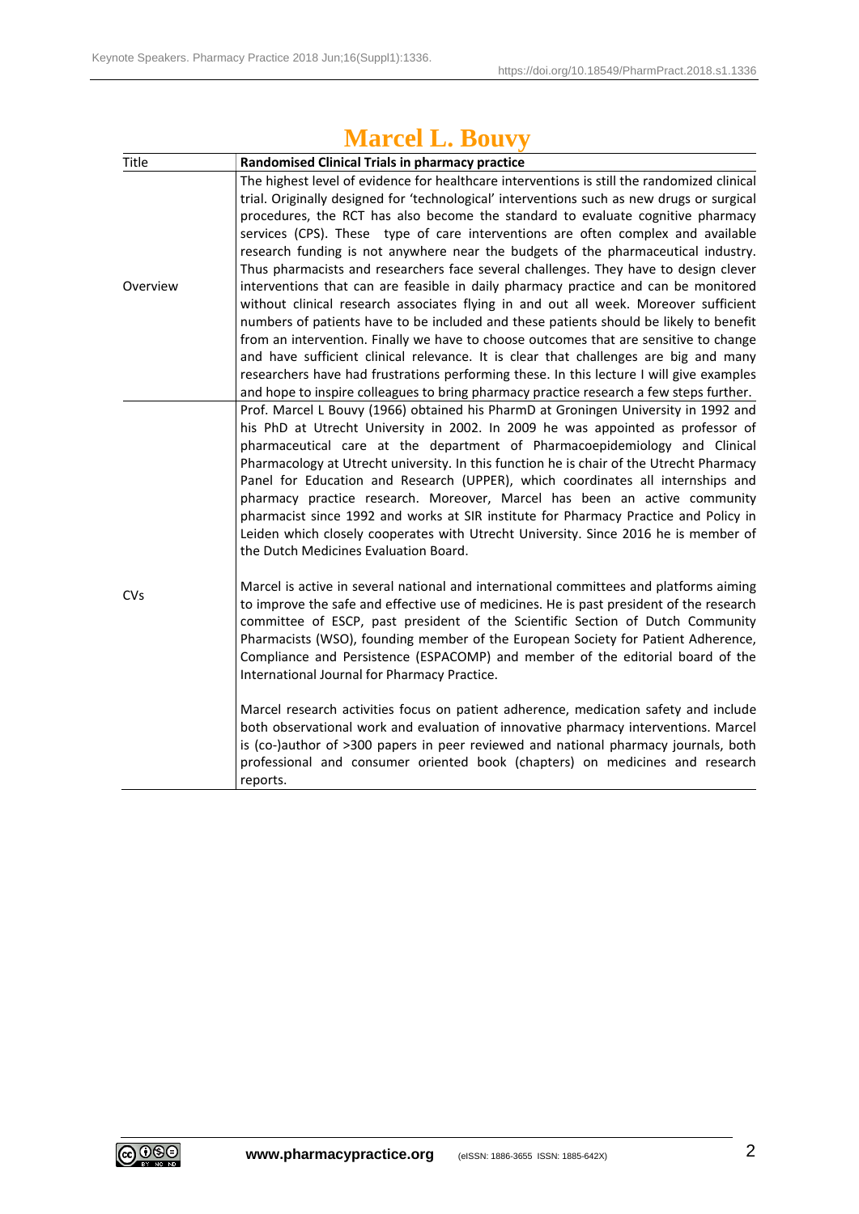# Marcel L. Bouvy

| Title | Randomised Clinical Trials in pharmacy practice |
|---|---|
| Overview | The highest level of evidence for healthcare interventions is still the randomized clinical trial. Originally designed for 'technological' interventions such as new drugs or surgical procedures, the RCT has also become the standard to evaluate cognitive pharmacy services (CPS). These type of care interventions are often complex and available research funding is not anywhere near the budgets of the pharmaceutical industry. Thus pharmacists and researchers face several challenges. They have to design clever interventions that can are feasible in daily pharmacy practice and can be monitored without clinical research associates flying in and out all week. Moreover sufficient numbers of patients have to be included and these patients should be likely to benefit from an intervention. Finally we have to choose outcomes that are sensitive to change and have sufficient clinical relevance. It is clear that challenges are big and many researchers have had frustrations performing these. In this lecture I will give examples and hope to inspire colleagues to bring pharmacy practice research a few steps further. |
| CVs | Prof. Marcel L Bouvy (1966) obtained his PharmD at Groningen University in 1992 and his PhD at Utrecht University in 2002. In 2009 he was appointed as professor of pharmaceutical care at the department of Pharmacoepidemiology and Clinical Pharmacology at Utrecht university. In this function he is chair of the Utrecht Pharmacy Panel for Education and Research (UPPER), which coordinates all internships and pharmacy practice research. Moreover, Marcel has been an active community pharmacist since 1992 and works at SIR institute for Pharmacy Practice and Policy in Leiden which closely cooperates with Utrecht University. Since 2016 he is member of the Dutch Medicines Evaluation Board.<br><br>Marcel is active in several national and international committees and platforms aiming to improve the safe and effective use of medicines. He is past president of the research committee of ESCP, past president of the Scientific Section of Dutch Community Pharmacists (WSO), founding member of the European Society for Patient Adherence, Compliance and Persistence (ESPACOMP) and member of the editorial board of the International Journal for Pharmacy Practice.<br><br>Marcel research activities focus on patient adherence, medication safety and include both observational work and evaluation of innovative pharmacy interventions. Marcel is (co-)author of >300 papers in peer reviewed and national pharmacy journals, both professional and consumer oriented book (chapters) on medicines and research reports. |